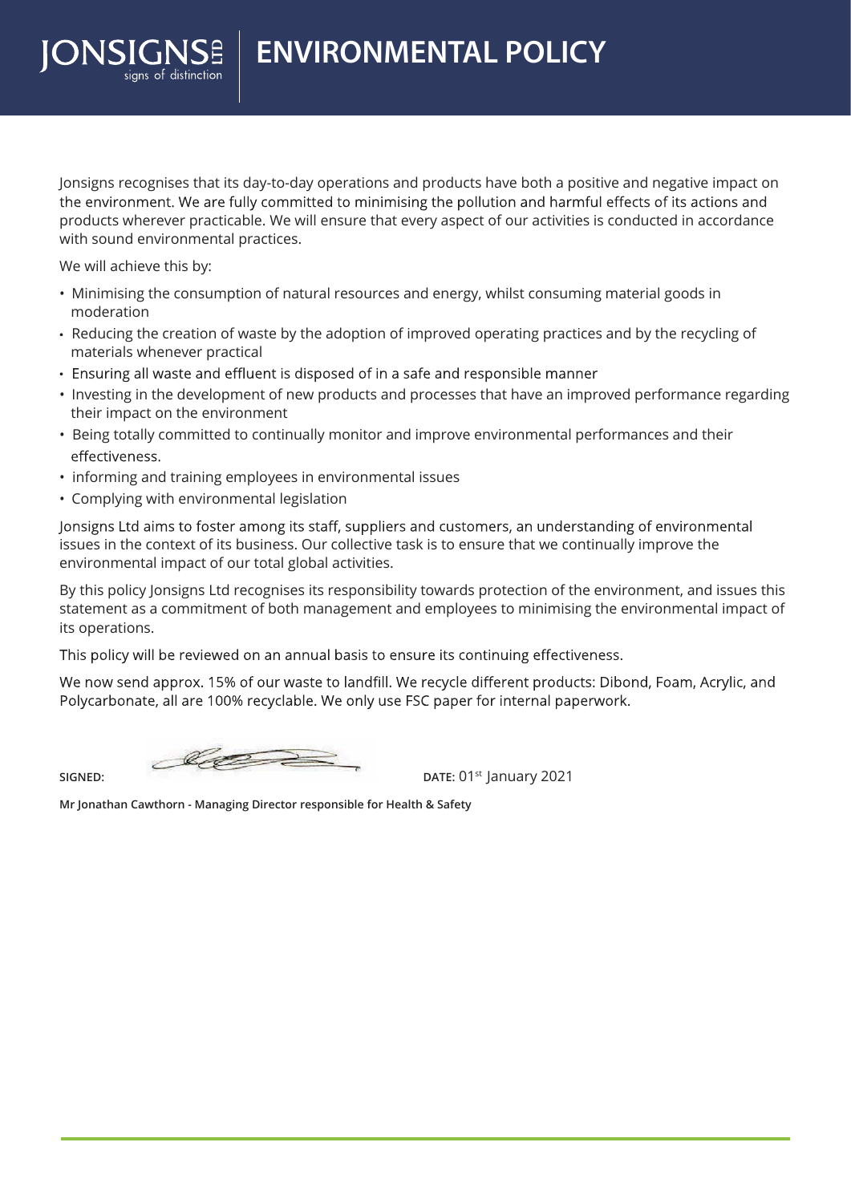JONSIGNS LTD signs of distinction

# ENVIRONMENTAL POLICY

Jonsigns recognises that its day-to-day operations and products have both a positive and negative impact on the environment. We are fully committed to minimising the pollution and harmful effects of its actions and products wherever practicable. We will ensure that every aspect of our activities is conducted in accordance with sound environmental practices.

We will achieve this by:

- Minimising the consumption of natural resources and energy, whilst consuming material goods in moderation
- Reducing the creation of waste by the adoption of improved operating practices and by the recycling of materials whenever practical
- Ensuring all waste and effluent is disposed of in a safe and responsible manner
- Investing in the development of new products and processes that have an improved performance regarding their impact on the environment
- Being totally committed to continually monitor and improve environmental performances and their effectiveness.
- informing and training employees in environmental issues
- Complying with environmental legislation

Jonsigns Ltd aims to foster among its staff, suppliers and customers, an understanding of environmental issues in the context of its business. Our collective task is to ensure that we continually improve the environmental impact of our total global activities.

By this policy Jonsigns Ltd recognises its responsibility towards protection of the environment, and issues this statement as a commitment of both management and employees to minimising the environmental impact of its operations.

This policy will be reviewed on an annual basis to ensure its continuing effectiveness.

We now send approx. 15% of our waste to landfill. We recycle different products: Dibond, Foam, Acrylic, and Polycarbonate, all are 100% recyclable. We only use FSC paper for internal paperwork.

**SIGNED:** **DATE:** 01st January 2021

**Mr Jonathan Cawthorn - Managing Director responsible for Health & Safety**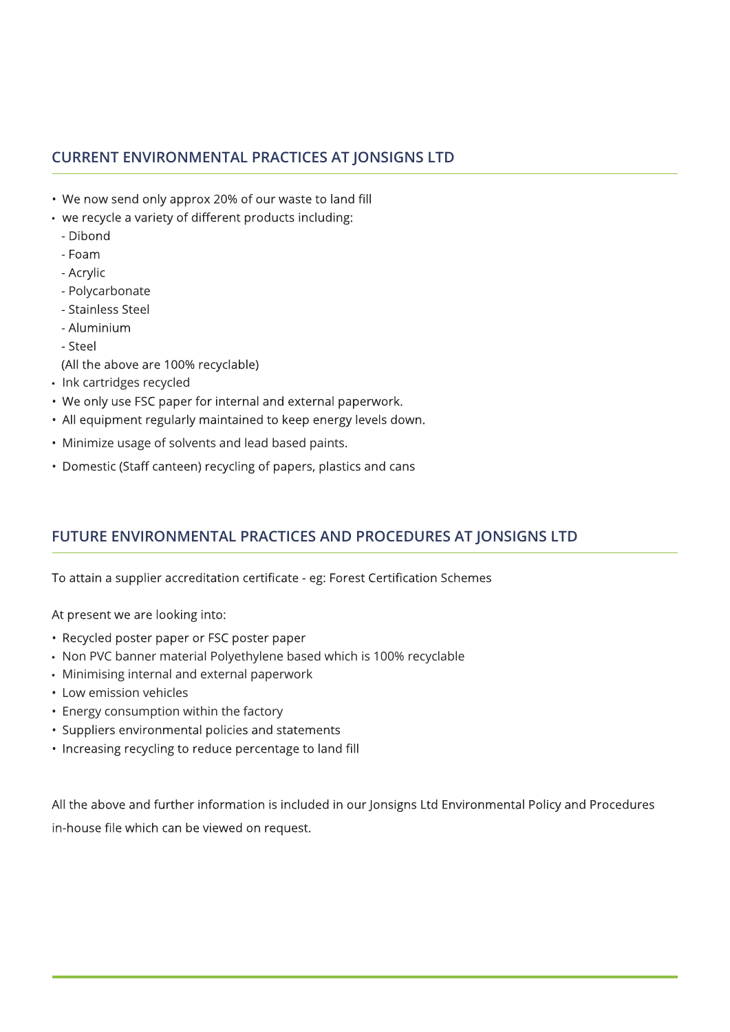## CURRENT ENVIRONMENTAL PRACTICES AT JONSIGNS LTD

- We now send only approx 20% of our waste to land fill
- we recycle a variety of different products including:
  - Dibond
  - Foam
  - Acrylic
  - Polycarbonate
  - Stainless Steel
  - Aluminium
  - Steel

  (All the above are 100% recyclable)
- Ink cartridges recycled
- We only use FSC paper for internal and external paperwork.
- All equipment regularly maintained to keep energy levels down.
- Minimize usage of solvents and lead based paints.
- Domestic (Staff canteen) recycling of papers, plastics and cans

## FUTURE ENVIRONMENTAL PRACTICES AND PROCEDURES AT JONSIGNS LTD

To attain a supplier accreditation certificate - eg: Forest Certification Schemes

At present we are looking into:

- Recycled poster paper or FSC poster paper
- Non PVC banner material Polyethylene based which is 100% recyclable
- Minimising internal and external paperwork
- Low emission vehicles
- Energy consumption within the factory
- Suppliers environmental policies and statements
- Increasing recycling to reduce percentage to land fill

All the above and further information is included in our Jonsigns Ltd Environmental Policy and Procedures in-house file which can be viewed on request.